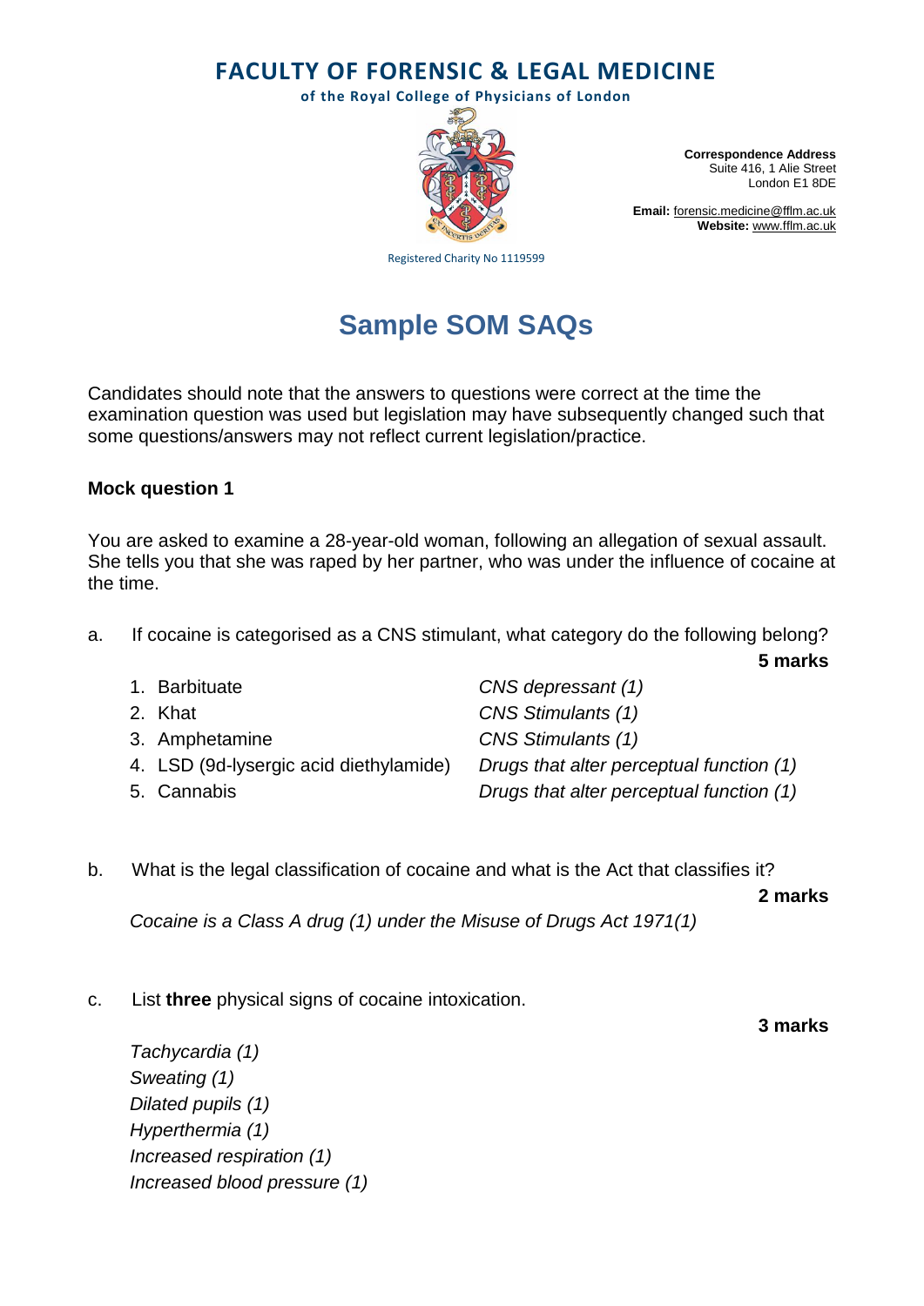# FACULTY OF FORENSIC & LEGAL MEDICINE

**of the Royal College of Physicians of London**

**Correspondence Address**
Suite 416, 1 Alie Street
London E1 8DE

**Email:** forensic.medicine@fflm.ac.uk
**Website:** www.fflm.ac.uk

Registered Charity No 1119599

## Sample SOM SAQs

Candidates should note that the answers to questions were correct at the time the examination question was used but legislation may have subsequently changed such that some questions/answers may not reflect current legislation/practice.

### Mock question 1

You are asked to examine a 28-year-old woman, following an allegation of sexual assault. She tells you that she was raped by her partner, who was under the influence of cocaine at the time.

a. If cocaine is categorised as a CNS stimulant, what category do the following belong? **5 marks**

1. Barbituate — *CNS depressant (1)*
2. Khat — *CNS Stimulants (1)*
3. Amphetamine — *CNS Stimulants (1)*
4. LSD (9d-lysergic acid diethylamide) — *Drugs that alter perceptual function (1)*
5. Cannabis — *Drugs that alter perceptual function (1)*

b. What is the legal classification of cocaine and what is the Act that classifies it? **2 marks**

*Cocaine is a Class A drug (1) under the Misuse of Drugs Act 1971(1)*

c. List **three** physical signs of cocaine intoxication. **3 marks**

*Tachycardia (1)*
*Sweating (1)*
*Dilated pupils (1)*
*Hyperthermia (1)*
*Increased respiration (1)*
*Increased blood pressure (1)*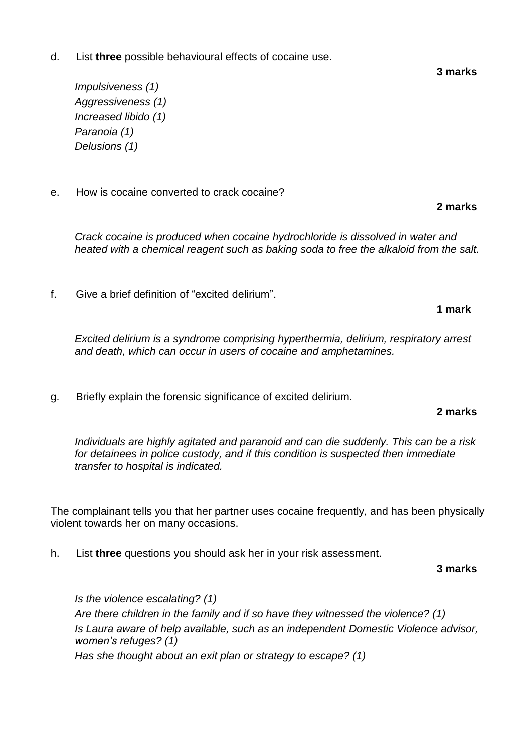d. List **three** possible behavioural effects of cocaine use.

**3 marks**

*Impulsiveness (1)*
*Aggressiveness (1)*
*Increased libido (1)*
*Paranoia (1)*
*Delusions (1)*

e. How is cocaine converted to crack cocaine?

**2 marks**

*Crack cocaine is produced when cocaine hydrochloride is dissolved in water and heated with a chemical reagent such as baking soda to free the alkaloid from the salt.*

f. Give a brief definition of "excited delirium".

**1 mark**

*Excited delirium is a syndrome comprising hyperthermia, delirium, respiratory arrest and death, which can occur in users of cocaine and amphetamines.*

g. Briefly explain the forensic significance of excited delirium.

**2 marks**

*Individuals are highly agitated and paranoid and can die suddenly. This can be a risk for detainees in police custody, and if this condition is suspected then immediate transfer to hospital is indicated.*

The complainant tells you that her partner uses cocaine frequently, and has been physically violent towards her on many occasions.

h. List **three** questions you should ask her in your risk assessment.

**3 marks**

*Is the violence escalating? (1)*
*Are there children in the family and if so have they witnessed the violence? (1)*
*Is Laura aware of help available, such as an independent Domestic Violence advisor, women's refuges? (1)*
*Has she thought about an exit plan or strategy to escape? (1)*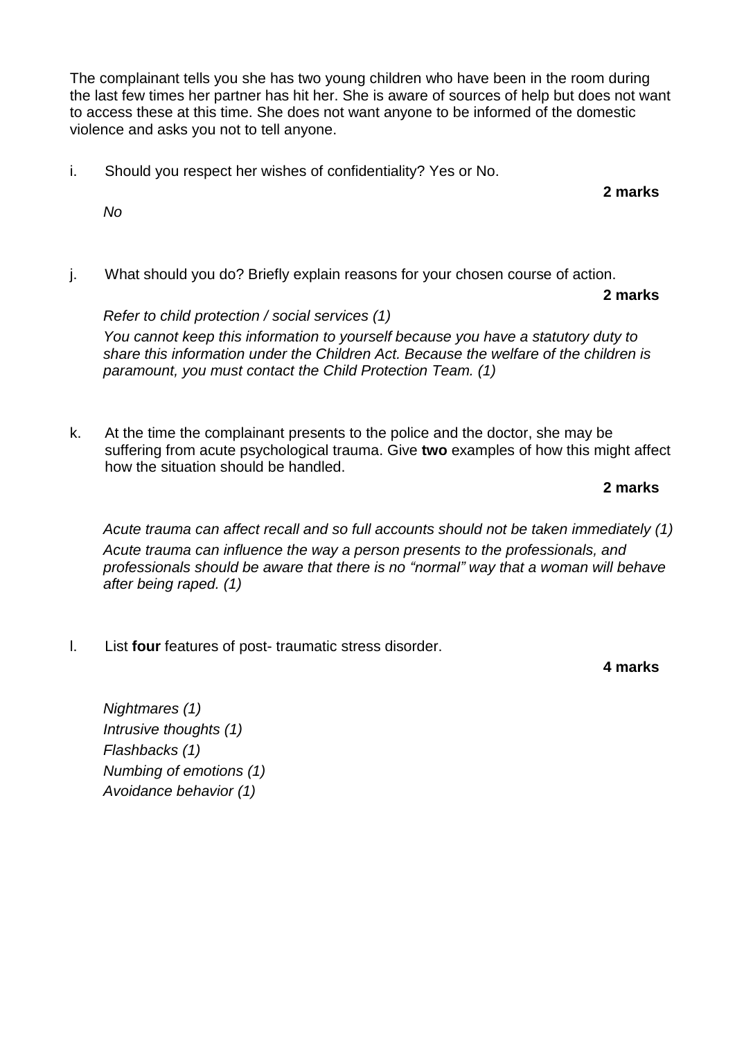The complainant tells you she has two young children who have been in the room during the last few times her partner has hit her. She is aware of sources of help but does not want to access these at this time. She does not want anyone to be informed of the domestic violence and asks you not to tell anyone.

i. Should you respect her wishes of confidentiality? Yes or No.

**2 marks**

*No*

j. What should you do? Briefly explain reasons for your chosen course of action.

**2 marks**

*Refer to child protection / social services (1)*

*You cannot keep this information to yourself because you have a statutory duty to share this information under the Children Act. Because the welfare of the children is paramount, you must contact the Child Protection Team. (1)*

k. At the time the complainant presents to the police and the doctor, she may be suffering from acute psychological trauma. Give **two** examples of how this might affect how the situation should be handled.

**2 marks**

*Acute trauma can affect recall and so full accounts should not be taken immediately (1)*

*Acute trauma can influence the way a person presents to the professionals, and professionals should be aware that there is no "normal" way that a woman will behave after being raped. (1)*

l. List **four** features of post- traumatic stress disorder.

**4 marks**

*Nightmares (1)*
*Intrusive thoughts (1)*
*Flashbacks (1)*
*Numbing of emotions (1)*
*Avoidance behavior (1)*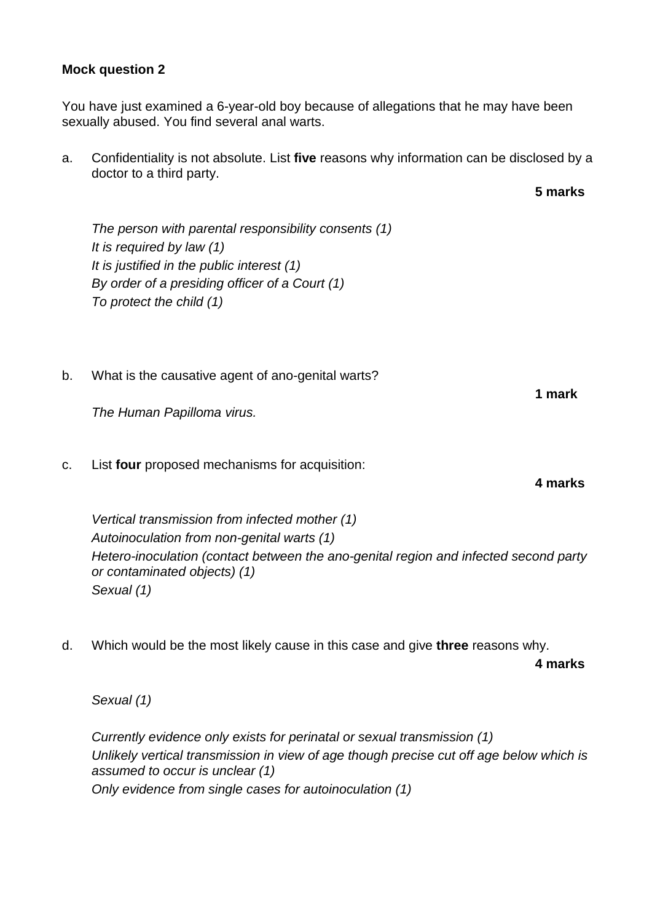**Mock question 2**

You have just examined a 6-year-old boy because of allegations that he may have been sexually abused. You find several anal warts.

a. Confidentiality is not absolute. List **five** reasons why information can be disclosed by a doctor to a third party.

**5 marks**

*The person with parental responsibility consents (1)*
*It is required by law (1)*
*It is justified in the public interest (1)*
*By order of a presiding officer of a Court (1)*
*To protect the child (1)*

b. What is the causative agent of ano-genital warts?

**1 mark**

*The Human Papilloma virus.*

c. List **four** proposed mechanisms for acquisition:

**4 marks**

*Vertical transmission from infected mother (1)*
*Autoinoculation from non-genital warts (1)*
*Hetero-inoculation (contact between the ano-genital region and infected second party or contaminated objects) (1)*
*Sexual (1)*

d. Which would be the most likely cause in this case and give **three** reasons why.

**4 marks**

*Sexual (1)*

*Currently evidence only exists for perinatal or sexual transmission (1)*
*Unlikely vertical transmission in view of age though precise cut off age below which is assumed to occur is unclear (1)*
*Only evidence from single cases for autoinoculation (1)*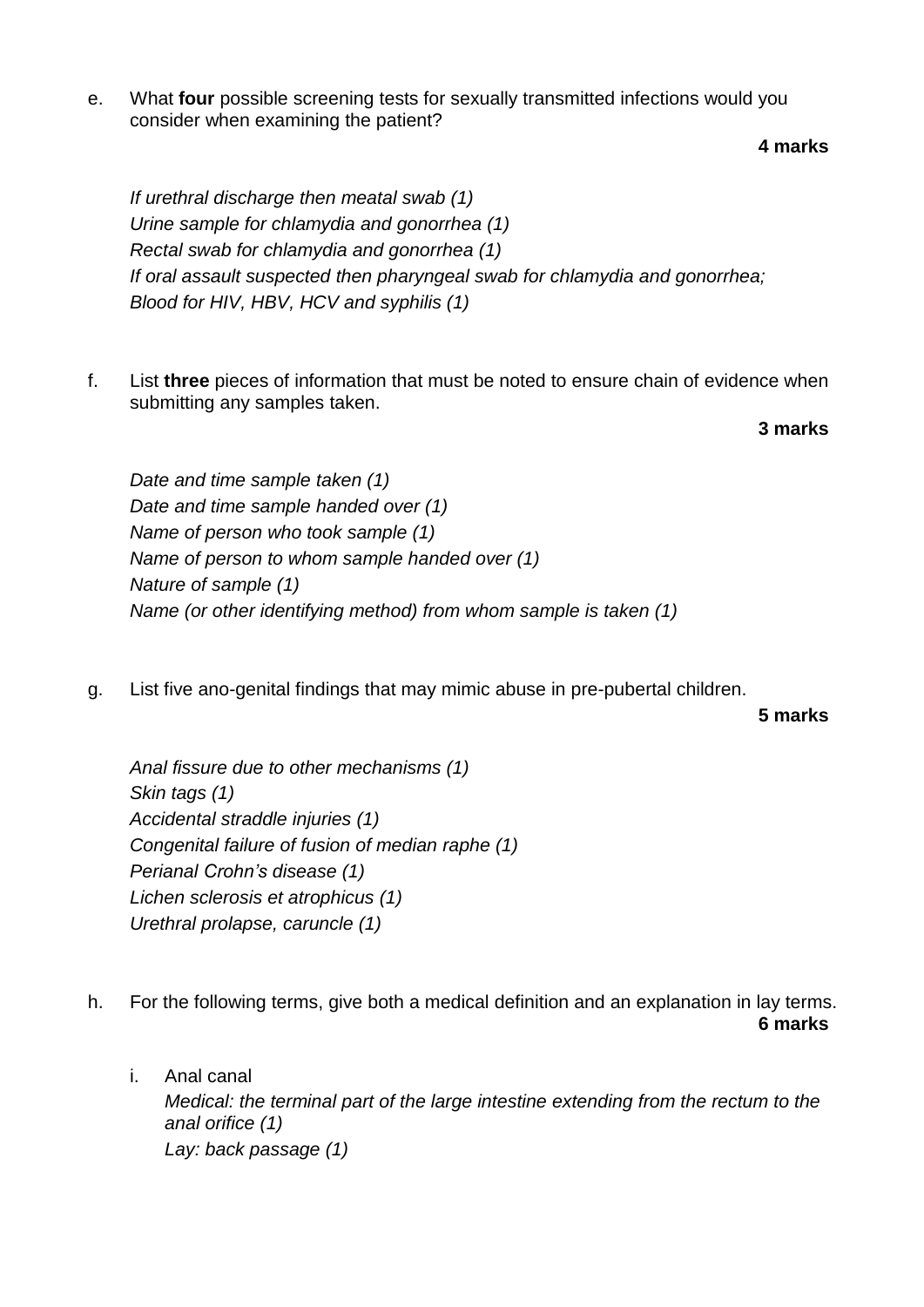e. What **four** possible screening tests for sexually transmitted infections would you consider when examining the patient?

**4 marks**

*If urethral discharge then meatal swab (1)*
*Urine sample for chlamydia and gonorrhea (1)*
*Rectal swab for chlamydia and gonorrhea (1)*
*If oral assault suspected then pharyngeal swab for chlamydia and gonorrhea;*
*Blood for HIV, HBV, HCV and syphilis (1)*

f. List **three** pieces of information that must be noted to ensure chain of evidence when submitting any samples taken.

**3 marks**

*Date and time sample taken (1)*
*Date and time sample handed over (1)*
*Name of person who took sample (1)*
*Name of person to whom sample handed over (1)*
*Nature of sample (1)*
*Name (or other identifying method) from whom sample is taken (1)*

g. List five ano-genital findings that may mimic abuse in pre-pubertal children.

**5 marks**

*Anal fissure due to other mechanisms (1)*
*Skin tags (1)*
*Accidental straddle injuries (1)*
*Congenital failure of fusion of median raphe (1)*
*Perianal Crohn's disease (1)*
*Lichen sclerosis et atrophicus (1)*
*Urethral prolapse, caruncle (1)*

h. For the following terms, give both a medical definition and an explanation in lay terms.

**6 marks**

i. Anal canal
*Medical: the terminal part of the large intestine extending from the rectum to the anal orifice (1)*
*Lay: back passage (1)*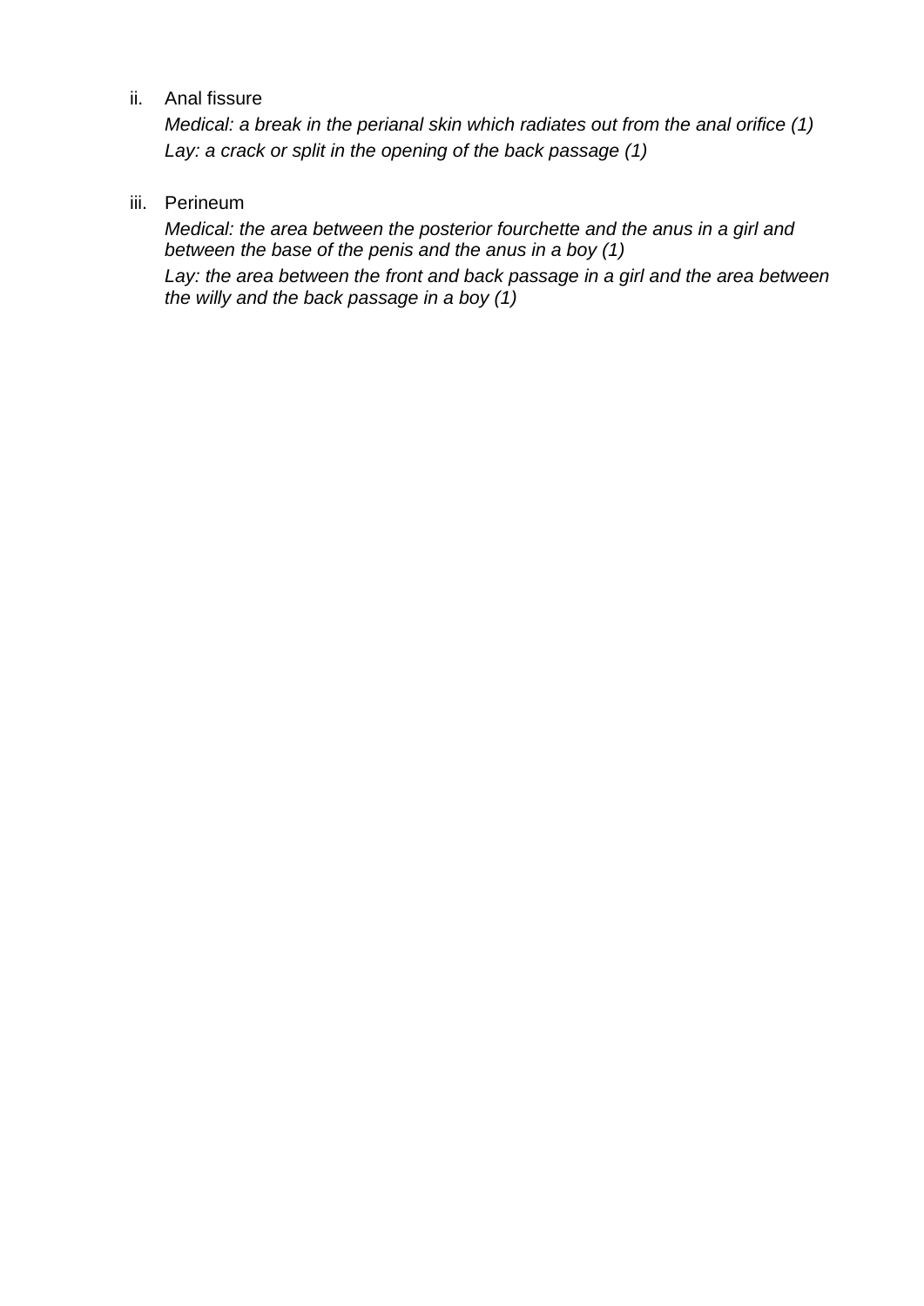ii. Anal fissure

   *Medical: a break in the perianal skin which radiates out from the anal orifice (1)*

   *Lay: a crack or split in the opening of the back passage (1)*

iii. Perineum

   *Medical: the area between the posterior fourchette and the anus in a girl and between the base of the penis and the anus in a boy (1)*

   *Lay: the area between the front and back passage in a girl and the area between the willy and the back passage in a boy (1)*